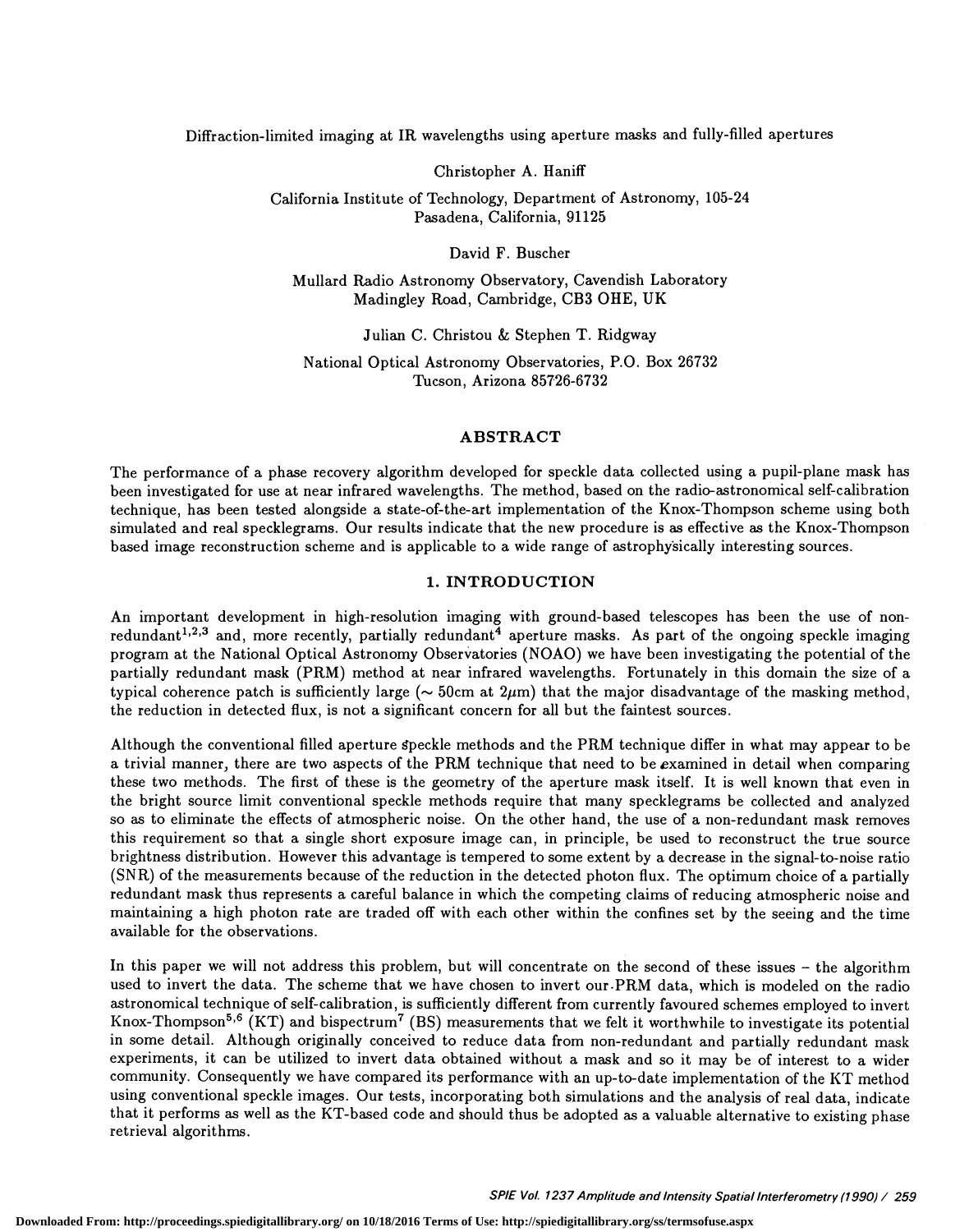# Diffraction-limited imaging at IR wavelengths using aperture masks and fully-filled apertures

Christopher A. Haniff

California Institute of Technology, Department of Astronomy, 105-24
Pasadena, California, 91125

David F. Buscher

Mullard Radio Astronomy Observatory, Cavendish Laboratory
Madingley Road, Cambridge, CB3 OHE, UK

Julian C. Christou & Stephen T. Ridgway

National Optical Astronomy Observatories, P.O. Box 26732
Tucson, Arizona 85726-6732

## ABSTRACT

The performance of a phase recovery algorithm developed for speckle data collected using a pupil-plane mask has been investigated for use at near infrared wavelengths. The method, based on the radio-astronomical self-calibration technique, has been tested alongside a state-of-the-art implementation of the Knox-Thompson scheme using both simulated and real specklegrams. Our results indicate that the new procedure is as effective as the Knox-Thompson based image reconstruction scheme and is applicable to a wide range of astrophysically interesting sources.

## 1. INTRODUCTION

An important development in high-resolution imaging with ground-based telescopes has been the use of non-redundant[1,2,3] and, more recently, partially redundant[4] aperture masks. As part of the ongoing speckle imaging program at the National Optical Astronomy Observatories (NOAO) we have been investigating the potential of the partially redundant mask (PRM) method at near infrared wavelengths. Fortunately in this domain the size of a typical coherence patch is sufficiently large (~ 50cm at $2\mu m$) that the major disadvantage of the masking method, the reduction in detected flux, is not a significant concern for all but the faintest sources.

Although the conventional filled aperture speckle methods and the PRM technique differ in what may appear to be a trivial manner, there are two aspects of the PRM technique that need to be examined in detail when comparing these two methods. The first of these is the geometry of the aperture mask itself. It is well known that even in the bright source limit conventional speckle methods require that many specklegrams be collected and analyzed so as to eliminate the effects of atmospheric noise. On the other hand, the use of a non-redundant mask removes this requirement so that a single short exposure image can, in principle, be used to reconstruct the true source brightness distribution. However this advantage is tempered to some extent by a decrease in the signal-to-noise ratio (SNR) of the measurements because of the reduction in the detected photon flux. The optimum choice of a partially redundant mask thus represents a careful balance in which the competing claims of reducing atmospheric noise and maintaining a high photon rate are traded off with each other within the confines set by the seeing and the time available for the observations.

In this paper we will not address this problem, but will concentrate on the second of these issues – the algorithm used to invert the data. The scheme that we have chosen to invert our PRM data, which is modeled on the radio astronomical technique of self-calibration, is sufficiently different from currently favoured schemes employed to invert Knox-Thompson[5,6] (KT) and bispectrum[7] (BS) measurements that we felt it worthwhile to investigate its potential in some detail. Although originally conceived to reduce data from non-redundant and partially redundant mask experiments, it can be utilized to invert data obtained without a mask and so it may be of interest to a wider community. Consequently we have compared its performance with an up-to-date implementation of the KT method using conventional speckle images. Our tests, incorporating both simulations and the analysis of real data, indicate that it performs as well as the KT-based code and should thus be adopted as a valuable alternative to existing phase retrieval algorithms.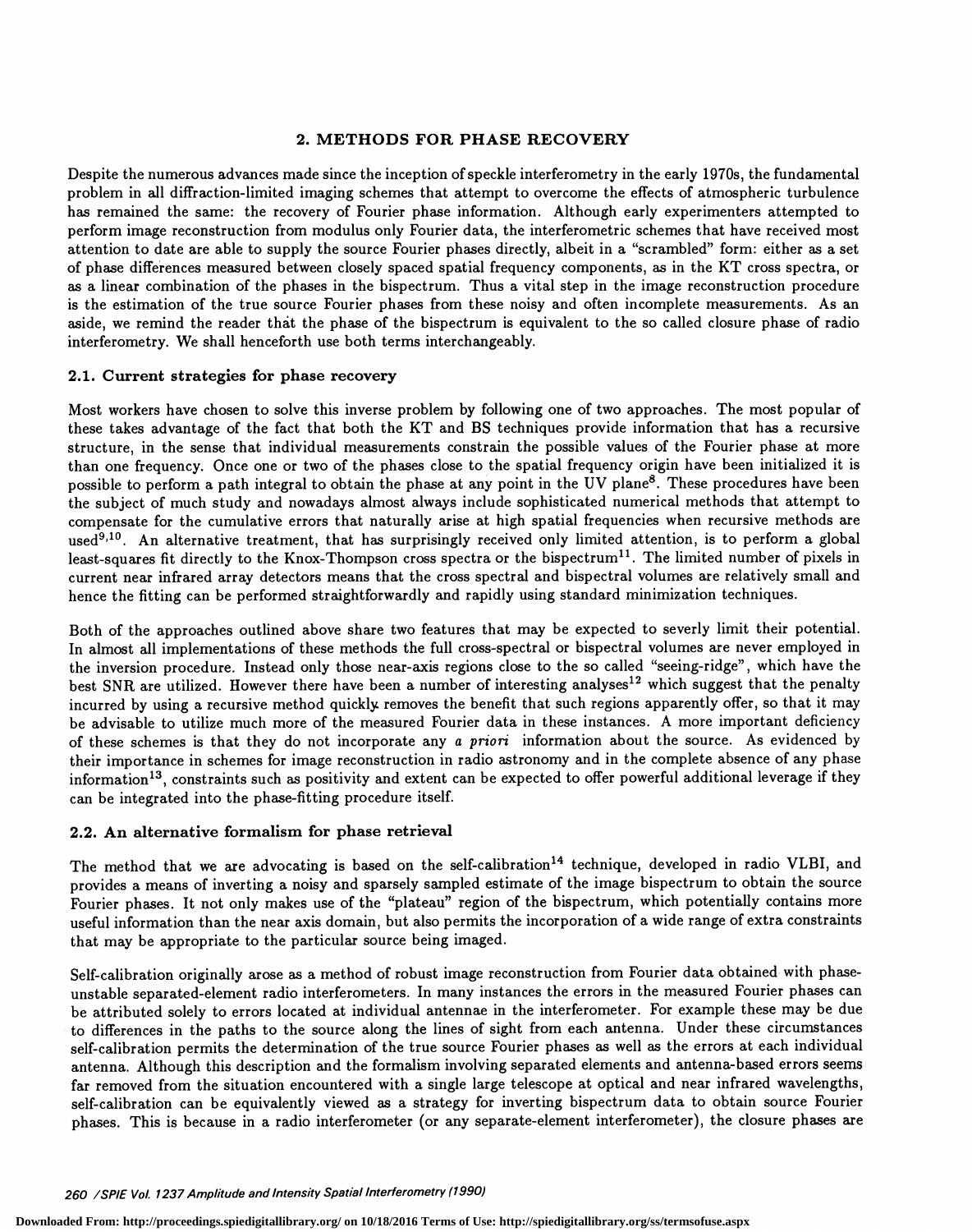## 2. METHODS FOR PHASE RECOVERY

Despite the numerous advances made since the inception of speckle interferometry in the early 1970s, the fundamental problem in all diffraction-limited imaging schemes that attempt to overcome the effects of atmospheric turbulence has remained the same: the recovery of Fourier phase information. Although early experimenters attempted to perform image reconstruction from modulus only Fourier data, the interferometric schemes that have received most attention to date are able to supply the source Fourier phases directly, albeit in a "scrambled" form: either as a set of phase differences measured between closely spaced spatial frequency components, as in the KT cross spectra, or as a linear combination of the phases in the bispectrum. Thus a vital step in the image reconstruction procedure is the estimation of the true source Fourier phases from these noisy and often incomplete measurements. As an aside, we remind the reader that the phase of the bispectrum is equivalent to the so called closure phase of radio interferometry. We shall henceforth use both terms interchangeably.

### 2.1. Current strategies for phase recovery

Most workers have chosen to solve this inverse problem by following one of two approaches. The most popular of these takes advantage of the fact that both the KT and BS techniques provide information that has a recursive structure, in the sense that individual measurements constrain the possible values of the Fourier phase at more than one frequency. Once one or two of the phases close to the spatial frequency origin have been initialized it is possible to perform a path integral to obtain the phase at any point in the UV plane[8]. These procedures have been the subject of much study and nowadays almost always include sophisticated numerical methods that attempt to compensate for the cumulative errors that naturally arise at high spatial frequencies when recursive methods are used[9,10]. An alternative treatment, that has surprisingly received only limited attention, is to perform a global least-squares fit directly to the Knox-Thompson cross spectra or the bispectrum[11]. The limited number of pixels in current near infrared array detectors means that the cross spectral and bispectral volumes are relatively small and hence the fitting can be performed straightforwardly and rapidly using standard minimization techniques.

Both of the approaches outlined above share two features that may be expected to severely limit their potential. In almost all implementations of these methods the full cross-spectral or bispectral volumes are never employed in the inversion procedure. Instead only those near-axis regions close to the so called "seeing-ridge", which have the best SNR are utilized. However there have been a number of interesting analyses[12] which suggest that the penalty incurred by using a recursive method quickly removes the benefit that such regions apparently offer, so that it may be advisable to utilize much more of the measured Fourier data in these instances. A more important deficiency of these schemes is that they do not incorporate any *a priori* information about the source. As evidenced by their importance in schemes for image reconstruction in radio astronomy and in the complete absence of any phase information[13], constraints such as positivity and extent can be expected to offer powerful additional leverage if they can be integrated into the phase-fitting procedure itself.

### 2.2. An alternative formalism for phase retrieval

The method that we are advocating is based on the self-calibration[14] technique, developed in radio VLBI, and provides a means of inverting a noisy and sparsely sampled estimate of the image bispectrum to obtain the source Fourier phases. It not only makes use of the "plateau" region of the bispectrum, which potentially contains more useful information than the near axis domain, but also permits the incorporation of a wide range of extra constraints that may be appropriate to the particular source being imaged.

Self-calibration originally arose as a method of robust image reconstruction from Fourier data obtained with phase-unstable separated-element radio interferometers. In many instances the errors in the measured Fourier phases can be attributed solely to errors located at individual antennae in the interferometer. For example these may be due to differences in the paths to the source along the lines of sight from each antenna. Under these circumstances self-calibration permits the determination of the true source Fourier phases as well as the errors at each individual antenna. Although this description and the formalism involving separated elements and antenna-based errors seems far removed from the situation encountered with a single large telescope at optical and near infrared wavelengths, self-calibration can be equivalently viewed as a strategy for inverting bispectrum data to obtain source Fourier phases. This is because in a radio interferometer (or any separate-element interferometer), the closure phases are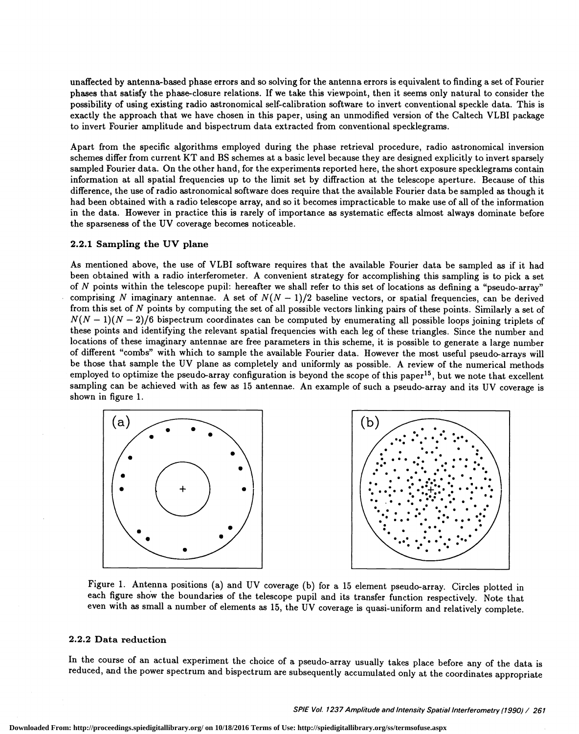unaffected by antenna-based phase errors and so solving for the antenna errors is equivalent to finding a set of Fourier phases that satisfy the phase-closure relations. If we take this viewpoint, then it seems only natural to consider the possibility of using existing radio astronomical self-calibration software to invert conventional speckle data. This is exactly the approach that we have chosen in this paper, using an unmodified version of the Caltech VLBI package to invert Fourier amplitude and bispectrum data extracted from conventional specklegrams.

Apart from the specific algorithms employed during the phase retrieval procedure, radio astronomical inversion schemes differ from current KT and BS schemes at a basic level because they are designed explicitly to invert sparsely sampled Fourier data. On the other hand, for the experiments reported here, the short exposure specklegrams contain information at all spatial frequencies up to the limit set by diffraction at the telescope aperture. Because of this difference, the use of radio astronomical software does require that the available Fourier data be sampled as though it had been obtained with a radio telescope array, and so it becomes impracticable to make use of all of the information in the data. However in practice this is rarely of importance as systematic effects almost always dominate before the sparseness of the UV coverage becomes noticeable.

### 2.2.1 Sampling the UV plane

As mentioned above, the use of VLBI software requires that the available Fourier data be sampled as if it had been obtained with a radio interferometer. A convenient strategy for accomplishing this sampling is to pick a set of $N$ points within the telescope pupil: hereafter we shall refer to this set of locations as defining a "pseudo-array" comprising $N$ imaginary antennae. A set of $N(N-1)/2$ baseline vectors, or spatial frequencies, can be derived from this set of $N$ points by computing the set of all possible vectors linking pairs of these points. Similarly a set of $N(N-1)(N-2)/6$ bispectrum coordinates can be computed by enumerating all possible loops joining triplets of these points and identifying the relevant spatial frequencies with each leg of these triangles. Since the number and locations of these imaginary antennae are free parameters in this scheme, it is possible to generate a large number of different "combs" with which to sample the available Fourier data. However the most useful pseudo-arrays will be those that sample the UV plane as completely and uniformly as possible. A review of the numerical methods employed to optimize the pseudo-array configuration is beyond the scope of this paper[15], but we note that excellent sampling can be achieved with as few as 15 antennae. An example of such a pseudo-array and its UV coverage is shown in figure 1.

(a)

(b)

Figure 1. Antenna positions (a) and UV coverage (b) for a 15 element pseudo-array. Circles plotted in each figure show the boundaries of the telescope pupil and its transfer function respectively. Note that even with as small a number of elements as 15, the UV coverage is quasi-uniform and relatively complete.

### 2.2.2 Data reduction

In the course of an actual experiment the choice of a pseudo-array usually takes place before any of the data is reduced, and the power spectrum and bispectrum are subsequently accumulated only at the coordinates appropriate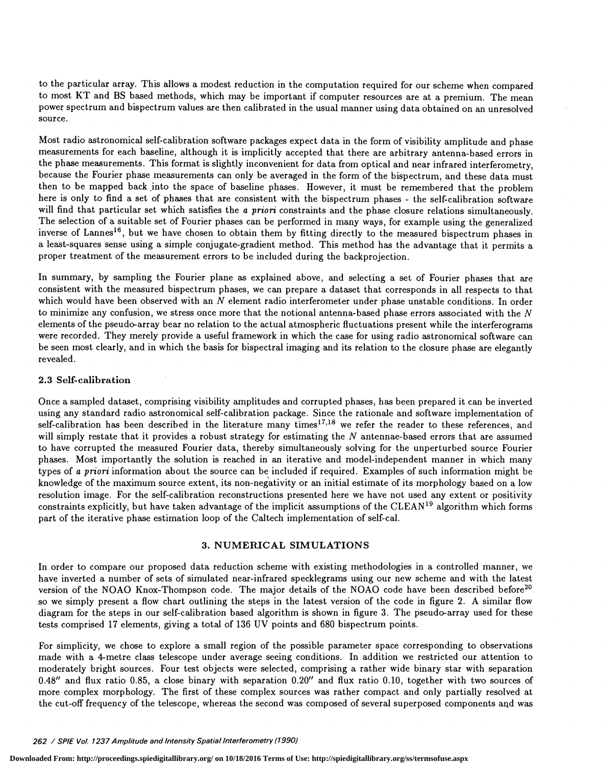to the particular array. This allows a modest reduction in the computation required for our scheme when compared to most KT and BS based methods, which may be important if computer resources are at a premium. The mean power spectrum and bispectrum values are then calibrated in the usual manner using data obtained on an unresolved source.

Most radio astronomical self-calibration software packages expect data in the form of visibility amplitude and phase measurements for each baseline, although it is implicitly accepted that there are arbitrary antenna-based errors in the phase measurements. This format is slightly inconvenient for data from optical and near infrared interferometry, because the Fourier phase measurements can only be averaged in the form of the bispectrum, and these data must then to be mapped back into the space of baseline phases. However, it must be remembered that the problem here is only to find a set of phases that are consistent with the bispectrum phases - the self-calibration software will find that particular set which satisfies the *a priori* constraints and the phase closure relations simultaneously. The selection of a suitable set of Fourier phases can be performed in many ways, for example using the generalized inverse of Lannes[16], but we have chosen to obtain them by fitting directly to the measured bispectrum phases in a least-squares sense using a simple conjugate-gradient method. This method has the advantage that it permits a proper treatment of the measurement errors to be included during the backprojection.

In summary, by sampling the Fourier plane as explained above, and selecting a set of Fourier phases that are consistent with the measured bispectrum phases, we can prepare a dataset that corresponds in all respects to that which would have been observed with an $N$ element radio interferometer under phase unstable conditions. In order to minimize any confusion, we stress once more that the notional antenna-based phase errors associated with the $N$ elements of the pseudo-array bear no relation to the actual atmospheric fluctuations present while the interferograms were recorded. They merely provide a useful framework in which the case for using radio astronomical software can be seen most clearly, and in which the basis for bispectral imaging and its relation to the closure phase are elegantly revealed.

### 2.3 Self-calibration

Once a sampled dataset, comprising visibility amplitudes and corrupted phases, has been prepared it can be inverted using any standard radio astronomical self-calibration package. Since the rationale and software implementation of self-calibration has been described in the literature many times[17,18] we refer the reader to these references, and will simply restate that it provides a robust strategy for estimating the $N$ antennae-based errors that are assumed to have corrupted the measured Fourier data, thereby simultaneously solving for the unperturbed source Fourier phases. Most importantly the solution is reached in an iterative and model-independent manner in which many types of *a priori* information about the source can be included if required. Examples of such information might be knowledge of the maximum source extent, its non-negativity or an initial estimate of its morphology based on a low resolution image. For the self-calibration reconstructions presented here we have not used any extent or positivity constraints explicitly, but have taken advantage of the implicit assumptions of the CLEAN[19] algorithm which forms part of the iterative phase estimation loop of the Caltech implementation of self-cal.

## 3. NUMERICAL SIMULATIONS

In order to compare our proposed data reduction scheme with existing methodologies in a controlled manner, we have inverted a number of sets of simulated near-infrared specklegrams using our new scheme and with the latest version of the NOAO Knox-Thompson code. The major details of the NOAO code have been described before[20] so we simply present a flow chart outlining the steps in the latest version of the code in figure 2. A similar flow diagram for the steps in our self-calibration based algorithm is shown in figure 3. The pseudo-array used for these tests comprised 17 elements, giving a total of 136 UV points and 680 bispectrum points.

For simplicity, we chose to explore a small region of the possible parameter space corresponding to observations made with a 4-metre class telescope under average seeing conditions. In addition we restricted our attention to moderately bright sources. Four test objects were selected, comprising a rather wide binary star with separation 0.48″ and flux ratio 0.85, a close binary with separation 0.20″ and flux ratio 0.10, together with two sources of more complex morphology. The first of these complex sources was rather compact and only partially resolved at the cut-off frequency of the telescope, whereas the second was composed of several superposed components and was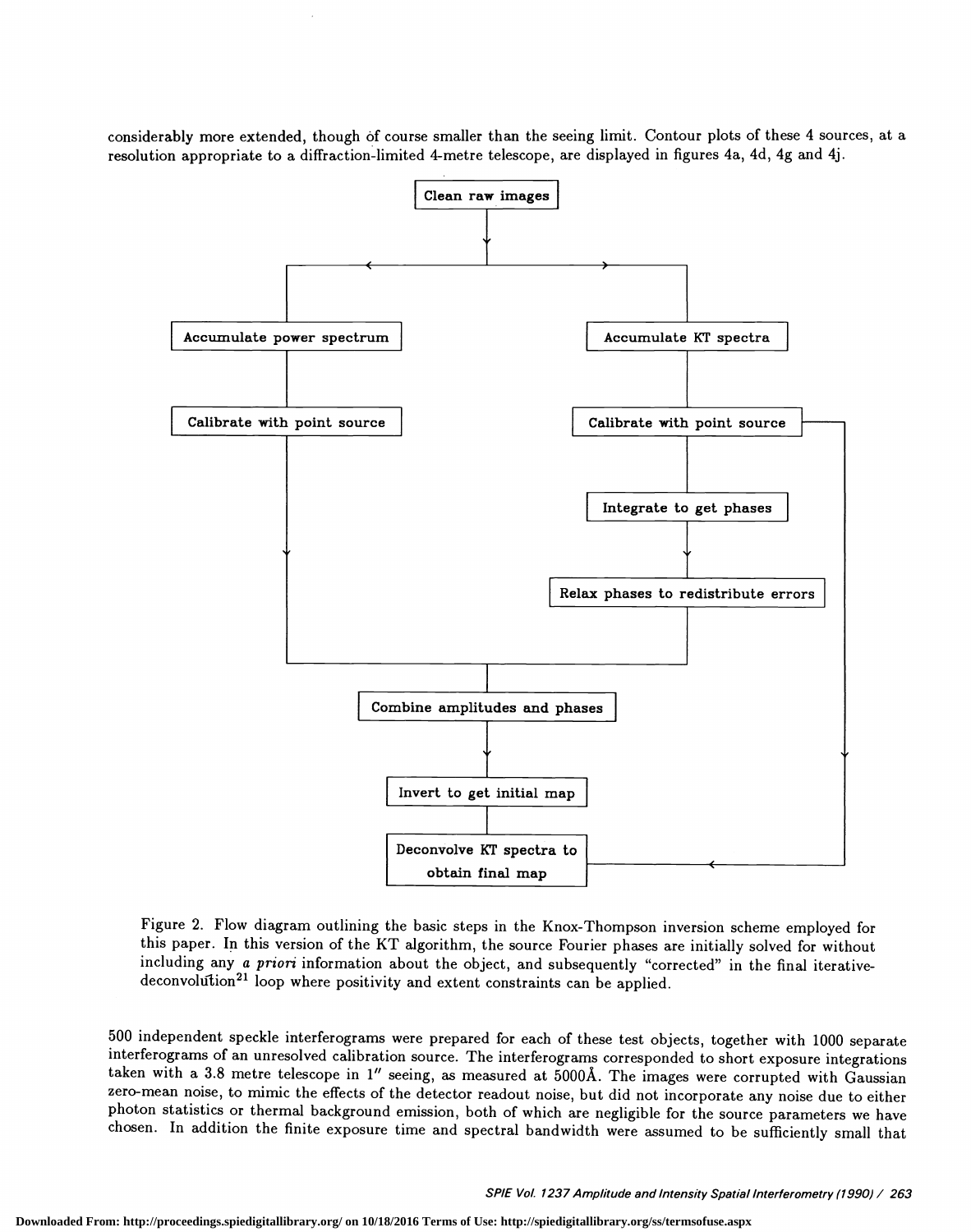considerably more extended, though of course smaller than the seeing limit. Contour plots of these 4 sources, at a resolution appropriate to a diffraction-limited 4-metre telescope, are displayed in figures 4a, 4d, 4g and 4j.

```
                          Clean raw images
                                 |
              +------------------+------------------+
              |                                     |
   Accumulate power spectrum               Accumulate KT spectra
              |                                     |
   Calibrate with point source           Calibrate with point source ----+
              |                                     |                    |
              |                           Integrate to get phases        |
              |                                     |                    |
              |                      Relax phases to redistribute errors |
              |                                     |                    |
              +------------------+------------------+                    |
                                 |                                       |
                     Combine amplitudes and phases                       |
                                 |                                       |
                       Invert to get initial map                         |
                                 |                                       |
                      Deconvolve KT spectra to  <------------------------+
                         obtain final map
```

Figure 2. Flow diagram outlining the basic steps in the Knox-Thompson inversion scheme employed for this paper. In this version of the KT algorithm, the source Fourier phases are initially solved for without including any *a priori* information about the object, and subsequently "corrected" in the final iterative-deconvolution[21] loop where positivity and extent constraints can be applied.

500 independent speckle interferograms were prepared for each of these test objects, together with 1000 separate interferograms of an unresolved calibration source. The interferograms corresponded to short exposure integrations taken with a 3.8 metre telescope in $1''$ seeing, as measured at 5000Å. The images were corrupted with Gaussian zero-mean noise, to mimic the effects of the detector readout noise, but did not incorporate any noise due to either photon statistics or thermal background emission, both of which are negligible for the source parameters we have chosen. In addition the finite exposure time and spectral bandwidth were assumed to be sufficiently small that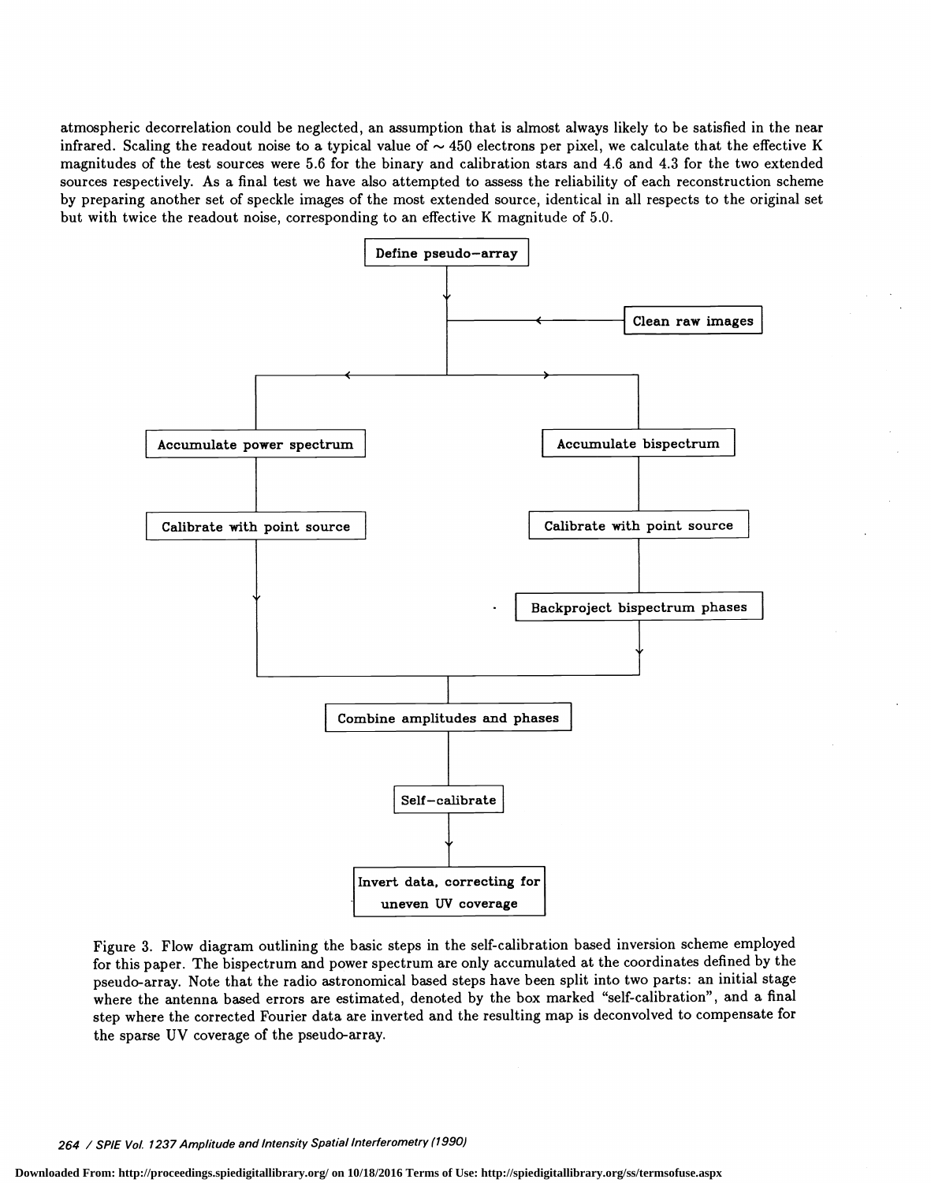atmospheric decorrelation could be neglected, an assumption that is almost always likely to be satisfied in the near infrared. Scaling the readout noise to a typical value of $\sim 450$ electrons per pixel, we calculate that the effective K magnitudes of the test sources were 5.6 for the binary and calibration stars and 4.6 and 4.3 for the two extended sources respectively. As a final test we have also attempted to assess the reliability of each reconstruction scheme by preparing another set of speckle images of the most extended source, identical in all respects to the original set but with twice the readout noise, corresponding to an effective K magnitude of 5.0.

Define pseudo–array

Clean raw images

Accumulate power spectrum

Accumulate bispectrum

Calibrate with point source

Calibrate with point source

Backproject bispectrum phases

Combine amplitudes and phases

Self–calibrate

Invert data, correcting for uneven UV coverage

Figure 3. Flow diagram outlining the basic steps in the self-calibration based inversion scheme employed for this paper. The bispectrum and power spectrum are only accumulated at the coordinates defined by the pseudo-array. Note that the radio astronomical based steps have been split into two parts: an initial stage where the antenna based errors are estimated, denoted by the box marked "self-calibration", and a final step where the corrected Fourier data are inverted and the resulting map is deconvolved to compensate for the sparse UV coverage of the pseudo-array.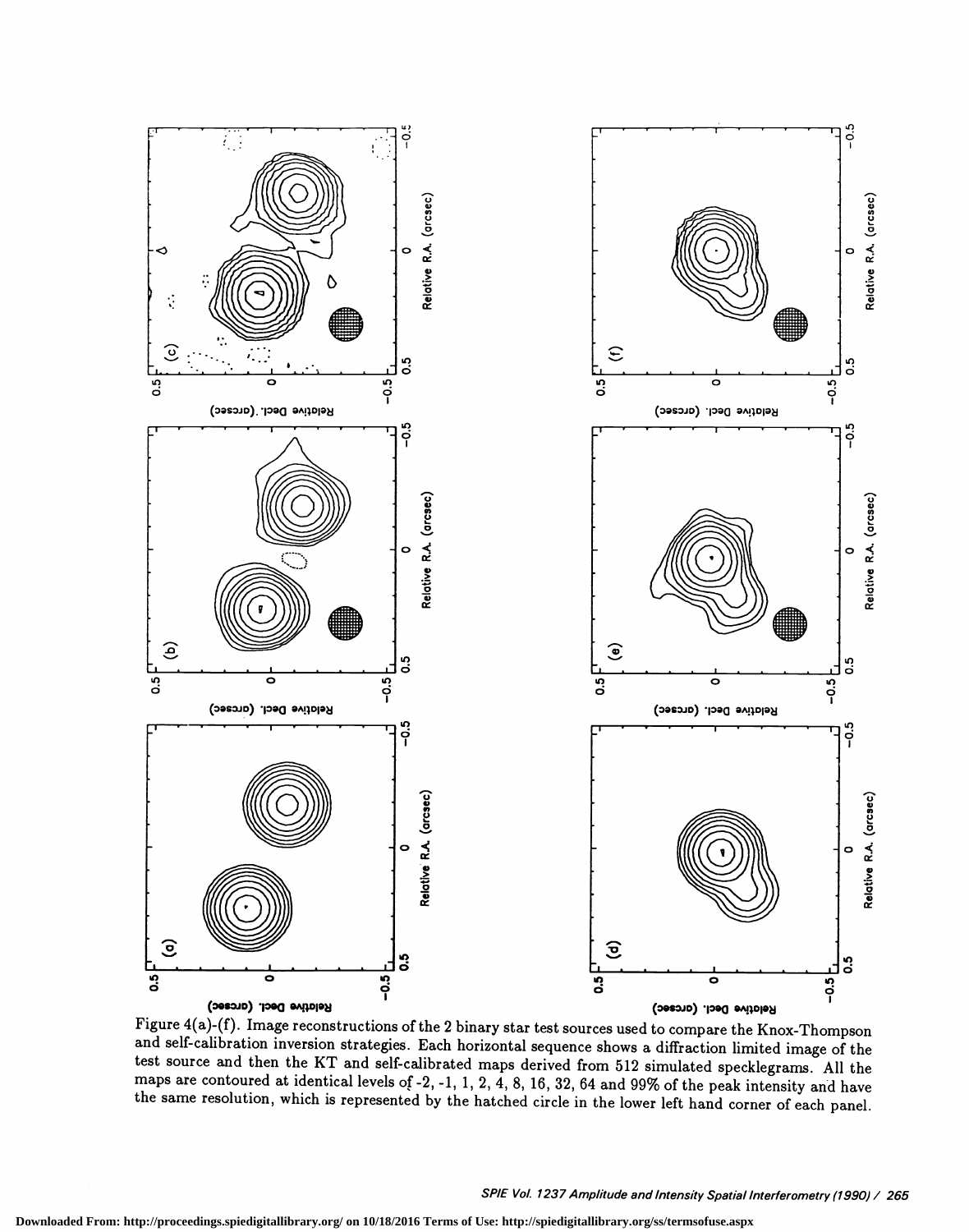Figure 4(a)-(f). Image reconstructions of the 2 binary star test sources used to compare the Knox-Thompson and self-calibration inversion strategies. Each horizontal sequence shows a diffraction limited image of the test source and then the KT and self-calibrated maps derived from 512 simulated specklegrams. All the maps are contoured at identical levels of -2, -1, 1, 2, 4, 8, 16, 32, 64 and 99% of the peak intensity and have the same resolution, which is represented by the hatched circle in the lower left hand corner of each panel.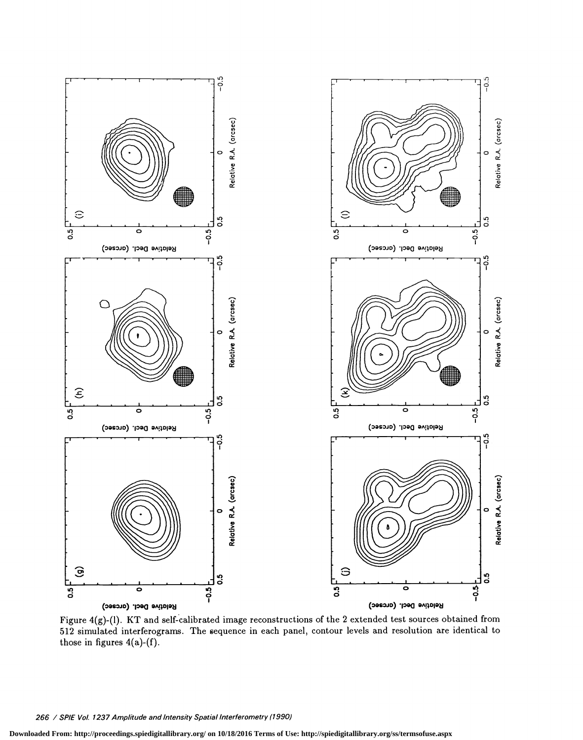Figure 4(g)-(l). KT and self-calibrated image reconstructions of the 2 extended test sources obtained from 512 simulated interferograms. The sequence in each panel, contour levels and resolution are identical to those in figures 4(a)-(f).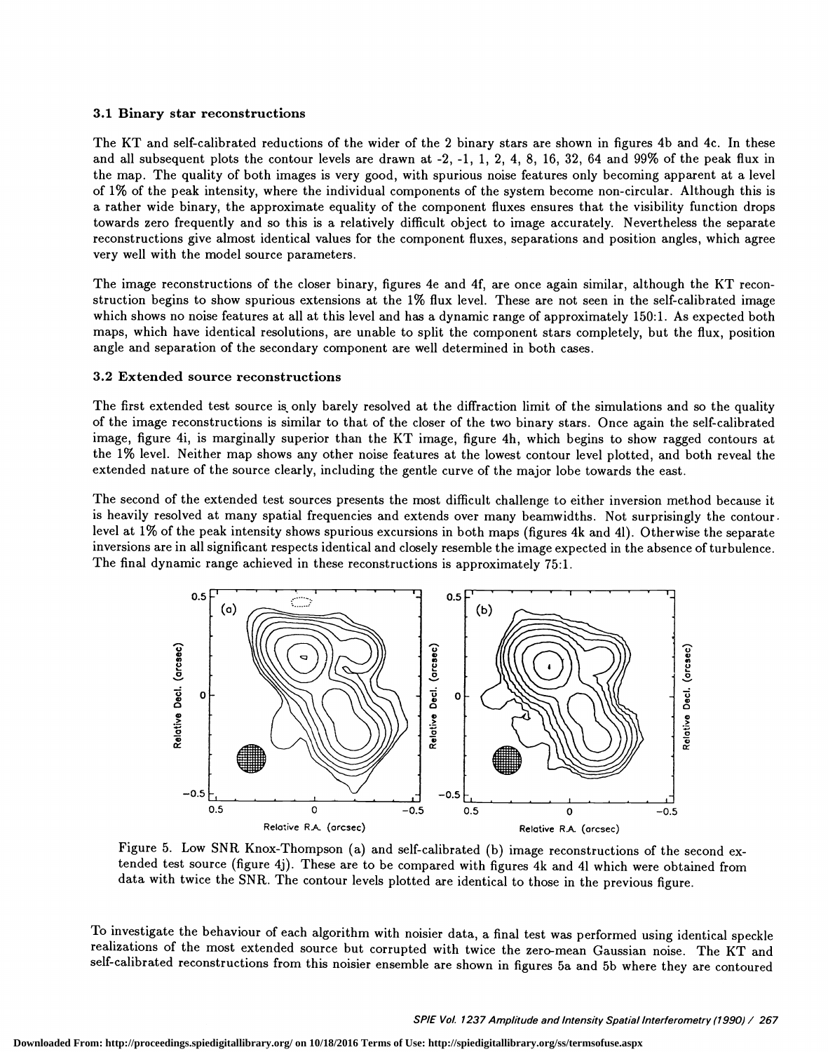### 3.1 Binary star reconstructions

The KT and self-calibrated reductions of the wider of the 2 binary stars are shown in figures 4b and 4c. In these and all subsequent plots the contour levels are drawn at -2, -1, 1, 2, 4, 8, 16, 32, 64 and 99% of the peak flux in the map. The quality of both images is very good, with spurious noise features only becoming apparent at a level of 1% of the peak intensity, where the individual components of the system become non-circular. Although this is a rather wide binary, the approximate equality of the component fluxes ensures that the visibility function drops towards zero frequently and so this is a relatively difficult object to image accurately. Nevertheless the separate reconstructions give almost identical values for the component fluxes, separations and position angles, which agree very well with the model source parameters.

The image reconstructions of the closer binary, figures 4e and 4f, are once again similar, although the KT reconstruction begins to show spurious extensions at the 1% flux level. These are not seen in the self-calibrated image which shows no noise features at all at this level and has a dynamic range of approximately 150:1. As expected both maps, which have identical resolutions, are unable to split the component stars completely, but the flux, position angle and separation of the secondary component are well determined in both cases.

### 3.2 Extended source reconstructions

The first extended test source is only barely resolved at the diffraction limit of the simulations and so the quality of the image reconstructions is similar to that of the closer of the two binary stars. Once again the self-calibrated image, figure 4i, is marginally superior than the KT image, figure 4h, which begins to show ragged contours at the 1% level. Neither map shows any other noise features at the lowest contour level plotted, and both reveal the extended nature of the source clearly, including the gentle curve of the major lobe towards the east.

The second of the extended test sources presents the most difficult challenge to either inversion method because it is heavily resolved at many spatial frequencies and extends over many beamwidths. Not surprisingly the contour level at 1% of the peak intensity shows spurious excursions in both maps (figures 4k and 4l). Otherwise the separate inversions are in all significant respects identical and closely resemble the image expected in the absence of turbulence. The final dynamic range achieved in these reconstructions is approximately 75:1.

Figure 5. Low SNR Knox-Thompson (a) and self-calibrated (b) image reconstructions of the second extended test source (figure 4j). These are to be compared with figures 4k and 4l which were obtained from data with twice the SNR. The contour levels plotted are identical to those in the previous figure.

To investigate the behaviour of each algorithm with noisier data, a final test was performed using identical speckle realizations of the most extended source but corrupted with twice the zero-mean Gaussian noise. The KT and self-calibrated reconstructions from this noisier ensemble are shown in figures 5a and 5b where they are contoured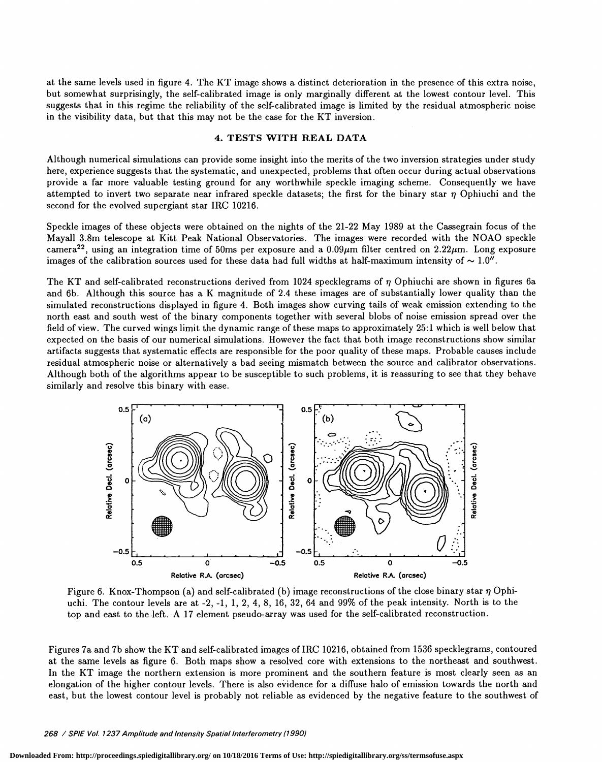at the same levels used in figure 4. The KT image shows a distinct deterioration in the presence of this extra noise, but somewhat surprisingly, the self-calibrated image is only marginally different at the lowest contour level. This suggests that in this regime the reliability of the self-calibrated image is limited by the residual atmospheric noise in the visibility data, but that this may not be the case for the KT inversion.

## 4. TESTS WITH REAL DATA

Although numerical simulations can provide some insight into the merits of the two inversion strategies under study here, experience suggests that the systematic, and unexpected, problems that often occur during actual observations provide a far more valuable testing ground for any worthwhile speckle imaging scheme. Consequently we have attempted to invert two separate near infrared speckle datasets; the first for the binary star $\eta$ Ophiuchi and the second for the evolved supergiant star IRC 10216.

Speckle images of these objects were obtained on the nights of the 21-22 May 1989 at the Cassegrain focus of the Mayall 3.8m telescope at Kitt Peak National Observatories. The images were recorded with the NOAO speckle camera[22], using an integration time of 50ms per exposure and a $0.09\mu$m filter centred on $2.22\mu$m. Long exposure images of the calibration sources used for these data had full widths at half-maximum intensity of $\sim 1.0''$.

The KT and self-calibrated reconstructions derived from 1024 specklegrams of $\eta$ Ophiuchi are shown in figures 6a and 6b. Although this source has a K magnitude of 2.4 these images are of substantially lower quality than the simulated reconstructions displayed in figure 4. Both images show curving tails of weak emission extending to the north east and south west of the binary components together with several blobs of noise emission spread over the field of view. The curved wings limit the dynamic range of these maps to approximately 25:1 which is well below that expected on the basis of our numerical simulations. However the fact that both image reconstructions show similar artifacts suggests that systematic effects are responsible for the poor quality of these maps. Probable causes include residual atmospheric noise or alternatively a bad seeing mismatch between the source and calibrator observations. Although both of the algorithms appear to be susceptible to such problems, it is reassuring to see that they behave similarly and resolve this binary with ease.

Figure 6. Knox-Thompson (a) and self-calibrated (b) image reconstructions of the close binary star $\eta$ Ophiuchi. The contour levels are at -2, -1, 1, 2, 4, 8, 16, 32, 64 and 99% of the peak intensity. North is to the top and east to the left. A 17 element pseudo-array was used for the self-calibrated reconstruction.

Figures 7a and 7b show the KT and self-calibrated images of IRC 10216, obtained from 1536 specklegrams, contoured at the same levels as figure 6. Both maps show a resolved core with extensions to the northeast and southwest. In the KT image the northern extension is more prominent and the southern feature is most clearly seen as an elongation of the higher contour levels. There is also evidence for a diffuse halo of emission towards the north and east, but the lowest contour level is probably not reliable as evidenced by the negative feature to the southwest of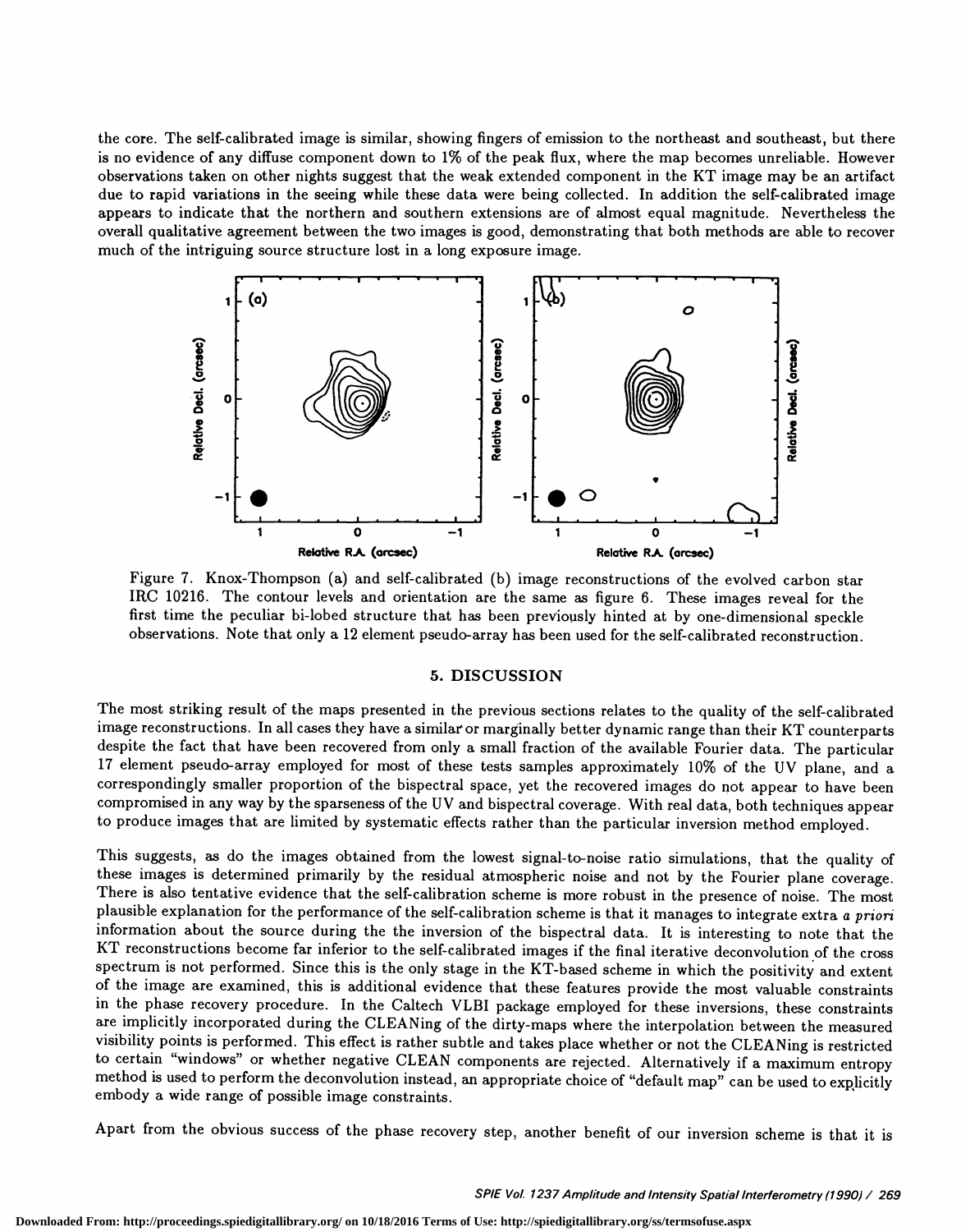the core. The self-calibrated image is similar, showing fingers of emission to the northeast and southeast, but there is no evidence of any diffuse component down to 1% of the peak flux, where the map becomes unreliable. However observations taken on other nights suggest that the weak extended component in the KT image may be an artifact due to rapid variations in the seeing while these data were being collected. In addition the self-calibrated image appears to indicate that the northern and southern extensions are of almost equal magnitude. Nevertheless the overall qualitative agreement between the two images is good, demonstrating that both methods are able to recover much of the intriguing source structure lost in a long exposure image.

(a)

(b)

Relative Decl. (arcsec)

1
0
−1

Relative R.A. (arcsec)

1
0
−1

Figure 7. Knox-Thompson (a) and self-calibrated (b) image reconstructions of the evolved carbon star IRC 10216. The contour levels and orientation are the same as figure 6. These images reveal for the first time the peculiar bi-lobed structure that has been previously hinted at by one-dimensional speckle observations. Note that only a 12 element pseudo-array has been used for the self-calibrated reconstruction.

## 5. DISCUSSION

The most striking result of the maps presented in the previous sections relates to the quality of the self-calibrated image reconstructions. In all cases they have a similar or marginally better dynamic range than their KT counterparts despite the fact that have been recovered from only a small fraction of the available Fourier data. The particular 17 element pseudo-array employed for most of these tests samples approximately 10% of the UV plane, and a correspondingly smaller proportion of the bispectral space, yet the recovered images do not appear to have been compromised in any way by the sparseness of the UV and bispectral coverage. With real data, both techniques appear to produce images that are limited by systematic effects rather than the particular inversion method employed.

This suggests, as do the images obtained from the lowest signal-to-noise ratio simulations, that the quality of these images is determined primarily by the residual atmospheric noise and not by the Fourier plane coverage. There is also tentative evidence that the self-calibration scheme is more robust in the presence of noise. The most plausible explanation for the performance of the self-calibration scheme is that it manages to integrate extra *a priori* information about the source during the the inversion of the bispectral data. It is interesting to note that the KT reconstructions become far inferior to the self-calibrated images if the final iterative deconvolution of the cross spectrum is not performed. Since this is the only stage in the KT-based scheme in which the positivity and extent of the image are examined, this is additional evidence that these features provide the most valuable constraints in the phase recovery procedure. In the Caltech VLBI package employed for these inversions, these constraints are implicitly incorporated during the CLEANing of the dirty-maps where the interpolation between the measured visibility points is performed. This effect is rather subtle and takes place whether or not the CLEANing is restricted to certain "windows" or whether negative CLEAN components are rejected. Alternatively if a maximum entropy method is used to perform the deconvolution instead, an appropriate choice of "default map" can be used to explicitly embody a wide range of possible image constraints.

Apart from the obvious success of the phase recovery step, another benefit of our inversion scheme is that it is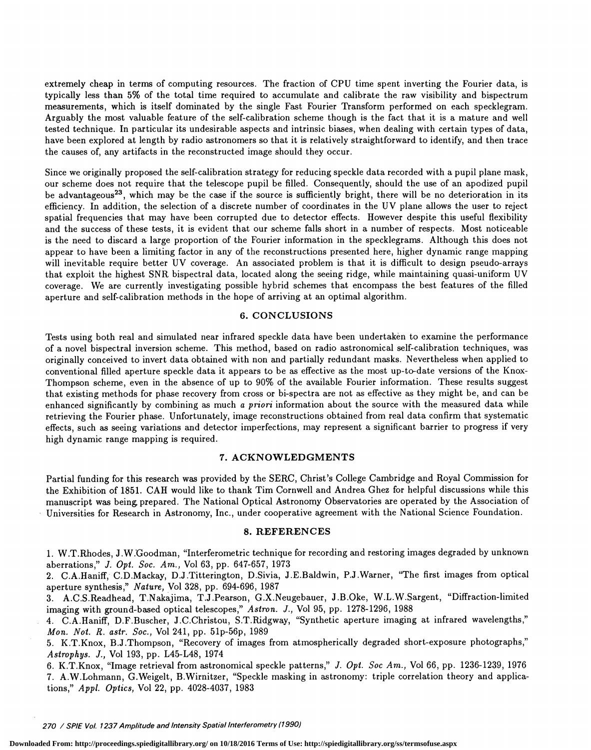extremely cheap in terms of computing resources. The fraction of CPU time spent inverting the Fourier data, is typically less than 5% of the total time required to accumulate and calibrate the raw visibility and bispectrum measurements, which is itself dominated by the single Fast Fourier Transform performed on each specklegram. Arguably the most valuable feature of the self-calibration scheme though is the fact that it is a mature and well tested technique. In particular its undesirable aspects and intrinsic biases, when dealing with certain types of data, have been explored at length by radio astronomers so that it is relatively straightforward to identify, and then trace the causes of, any artifacts in the reconstructed image should they occur.

Since we originally proposed the self-calibration strategy for reducing speckle data recorded with a pupil plane mask, our scheme does not require that the telescope pupil be filled. Consequently, should the use of an apodized pupil be advantageous[23], which may be the case if the source is sufficiently bright, there will be no deterioration in its efficiency. In addition, the selection of a discrete number of coordinates in the UV plane allows the user to reject spatial frequencies that may have been corrupted due to detector effects. However despite this useful flexibility and the success of these tests, it is evident that our scheme falls short in a number of respects. Most noticeable is the need to discard a large proportion of the Fourier information in the specklegrams. Although this does not appear to have been a limiting factor in any of the reconstructions presented here, higher dynamic range mapping will inevitable require better UV coverage. An associated problem is that it is difficult to design pseudo-arrays that exploit the highest SNR bispectral data, located along the seeing ridge, while maintaining quasi-uniform UV coverage. We are currently investigating possible hybrid schemes that encompass the best features of the filled aperture and self-calibration methods in the hope of arriving at an optimal algorithm.

## 6. CONCLUSIONS

Tests using both real and simulated near infrared speckle data have been undertaken to examine the performance of a novel bispectral inversion scheme. This method, based on radio astronomical self-calibration techniques, was originally conceived to invert data obtained with non and partially redundant masks. Nevertheless when applied to conventional filled aperture speckle data it appears to be as effective as the most up-to-date versions of the Knox-Thompson scheme, even in the absence of up to 90% of the available Fourier information. These results suggest that existing methods for phase recovery from cross or bi-spectra are not as effective as they might be, and can be enhanced significantly by combining as much *a priori* information about the source with the measured data while retrieving the Fourier phase. Unfortunately, image reconstructions obtained from real data confirm that systematic effects, such as seeing variations and detector imperfections, may represent a significant barrier to progress if very high dynamic range mapping is required.

## 7. ACKNOWLEDGMENTS

Partial funding for this research was provided by the SERC, Christ's College Cambridge and Royal Commission for the Exhibition of 1851. CAH would like to thank Tim Cornwell and Andrea Ghez for helpful discussions while this manuscript was being prepared. The National Optical Astronomy Observatories are operated by the Association of Universities for Research in Astronomy, Inc., under cooperative agreement with the National Science Foundation.

## 8. REFERENCES

1. W.T.Rhodes, J.W.Goodman, "Interferometric technique for recording and restoring images degraded by unknown aberrations," *J. Opt. Soc. Am.*, Vol 63, pp. 647-657, 1973
2. C.A.Haniff, C.D.Mackay, D.J.Titterington, D.Sivia, J.E.Baldwin, P.J.Warner, "The first images from optical aperture synthesis," *Nature*, Vol 328, pp. 694-696, 1987
3. A.C.S.Readhead, T.Nakajima, T.J.Pearson, G.X.Neugebauer, J.B.Oke, W.L.W.Sargent, "Diffraction-limited imaging with ground-based optical telescopes," *Astron. J.*, Vol 95, pp. 1278-1296, 1988
4. C.A.Haniff, D.F.Buscher, J.C.Christou, S.T.Ridgway, "Synthetic aperture imaging at infrared wavelengths," *Mon. Not. R. astr. Soc.*, Vol 241, pp. 51p-56p, 1989
5. K.T.Knox, B.J.Thompson, "Recovery of images from atmospherically degraded short-exposure photographs," *Astrophys. J.*, Vol 193, pp. L45-L48, 1974
6. K.T.Knox, "Image retrieval from astronomical speckle patterns," *J. Opt. Soc Am.*, Vol 66, pp. 1236-1239, 1976
7. A.W.Lohmann, G.Weigelt, B.Wirnitzer, "Speckle masking in astronomy: triple correlation theory and applications," *Appl. Optics*, Vol 22, pp. 4028-4037, 1983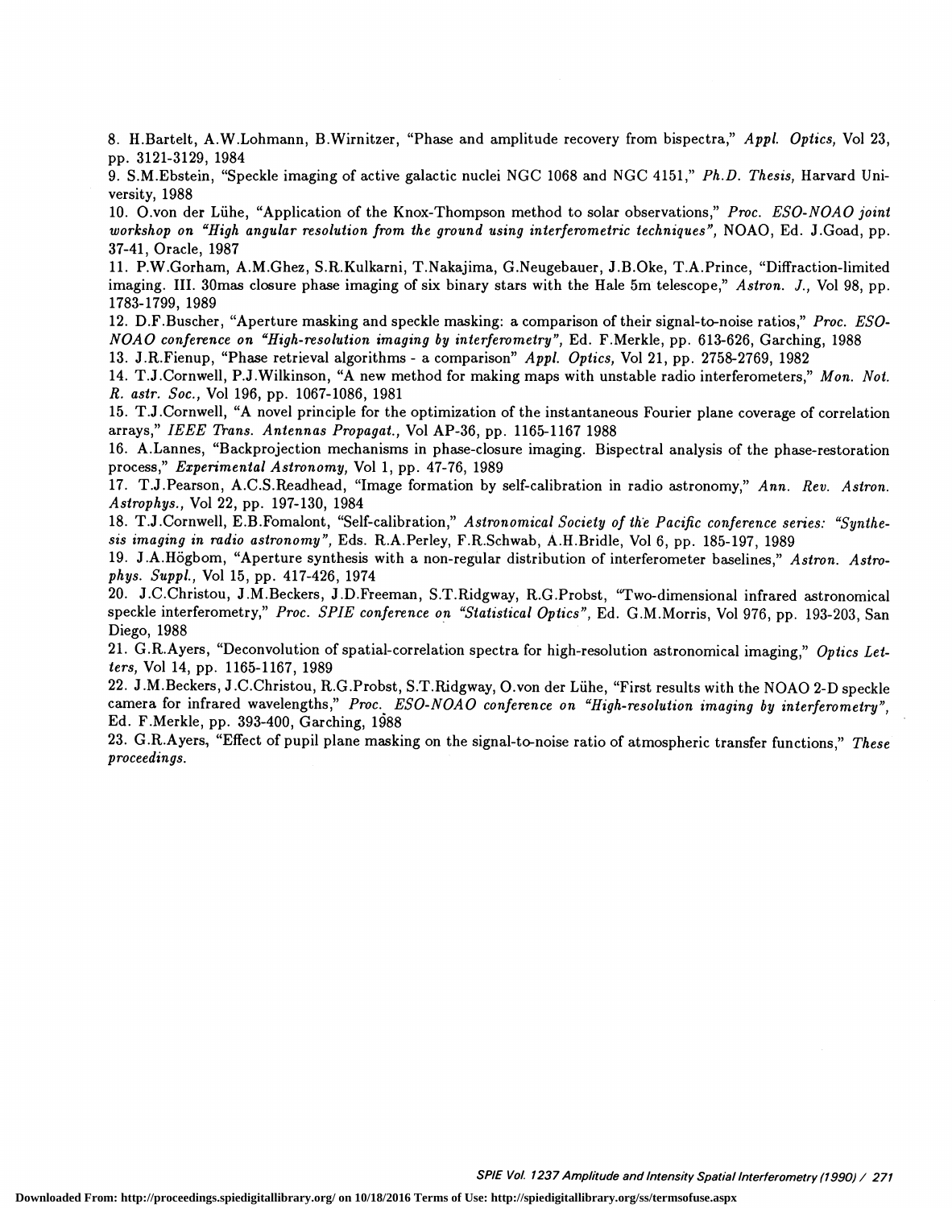8. H.Bartelt, A.W.Lohmann, B.Wirnitzer, "Phase and amplitude recovery from bispectra," *Appl. Optics,* Vol 23, pp. 3121-3129, 1984

9. S.M.Ebstein, "Speckle imaging of active galactic nuclei NGC 1068 and NGC 4151," *Ph.D. Thesis,* Harvard University, 1988

10. O.von der Lühe, "Application of the Knox-Thompson method to solar observations," *Proc. ESO-NOAO joint workshop on "High angular resolution from the ground using interferometric techniques",* NOAO, Ed. J.Goad, pp. 37-41, Oracle, 1987

11. P.W.Gorham, A.M.Ghez, S.R.Kulkarni, T.Nakajima, G.Neugebauer, J.B.Oke, T.A.Prince, "Diffraction-limited imaging. III. 30mas closure phase imaging of six binary stars with the Hale 5m telescope," *Astron. J.,* Vol 98, pp. 1783-1799, 1989

12. D.F.Buscher, "Aperture masking and speckle masking: a comparison of their signal-to-noise ratios," *Proc. ESO-NOAO conference on "High-resolution imaging by interferometry",* Ed. F.Merkle, pp. 613-626, Garching, 1988

13. J.R.Fienup, "Phase retrieval algorithms - a comparison" *Appl. Optics,* Vol 21, pp. 2758-2769, 1982

14. T.J.Cornwell, P.J.Wilkinson, "A new method for making maps with unstable radio interferometers," *Mon. Not. R. astr. Soc.,* Vol 196, pp. 1067-1086, 1981

15. T.J.Cornwell, "A novel principle for the optimization of the instantaneous Fourier plane coverage of correlation arrays," *IEEE Trans. Antennas Propagat.,* Vol AP-36, pp. 1165-1167 1988

16. A.Lannes, "Backprojection mechanisms in phase-closure imaging. Bispectral analysis of the phase-restoration process," *Experimental Astronomy,* Vol 1, pp. 47-76, 1989

17. T.J.Pearson, A.C.S.Readhead, "Image formation by self-calibration in radio astronomy," *Ann. Rev. Astron. Astrophys.,* Vol 22, pp. 197-130, 1984

18. T.J.Cornwell, E.B.Fomalont, "Self-calibration," *Astronomical Society of the Pacific conference series: "Synthesis imaging in radio astronomy",* Eds. R.A.Perley, F.R.Schwab, A.H.Bridle, Vol 6, pp. 185-197, 1989

19. J.A.Högbom, "Aperture synthesis with a non-regular distribution of interferometer baselines," *Astron. Astrophys. Suppl.,* Vol 15, pp. 417-426, 1974

20. J.C.Christou, J.M.Beckers, J.D.Freeman, S.T.Ridgway, R.G.Probst, "Two-dimensional infrared astronomical speckle interferometry," *Proc. SPIE conference on "Statistical Optics",* Ed. G.M.Morris, Vol 976, pp. 193-203, San Diego, 1988

21. G.R.Ayers, "Deconvolution of spatial-correlation spectra for high-resolution astronomical imaging," *Optics Letters,* Vol 14, pp. 1165-1167, 1989

22. J.M.Beckers, J.C.Christou, R.G.Probst, S.T.Ridgway, O.von der Lühe, "First results with the NOAO 2-D speckle camera for infrared wavelengths," *Proc. ESO-NOAO conference on "High-resolution imaging by interferometry",* Ed. F.Merkle, pp. 393-400, Garching, 1988

23. G.R.Ayers, "Effect of pupil plane masking on the signal-to-noise ratio of atmospheric transfer functions," *These proceedings.*